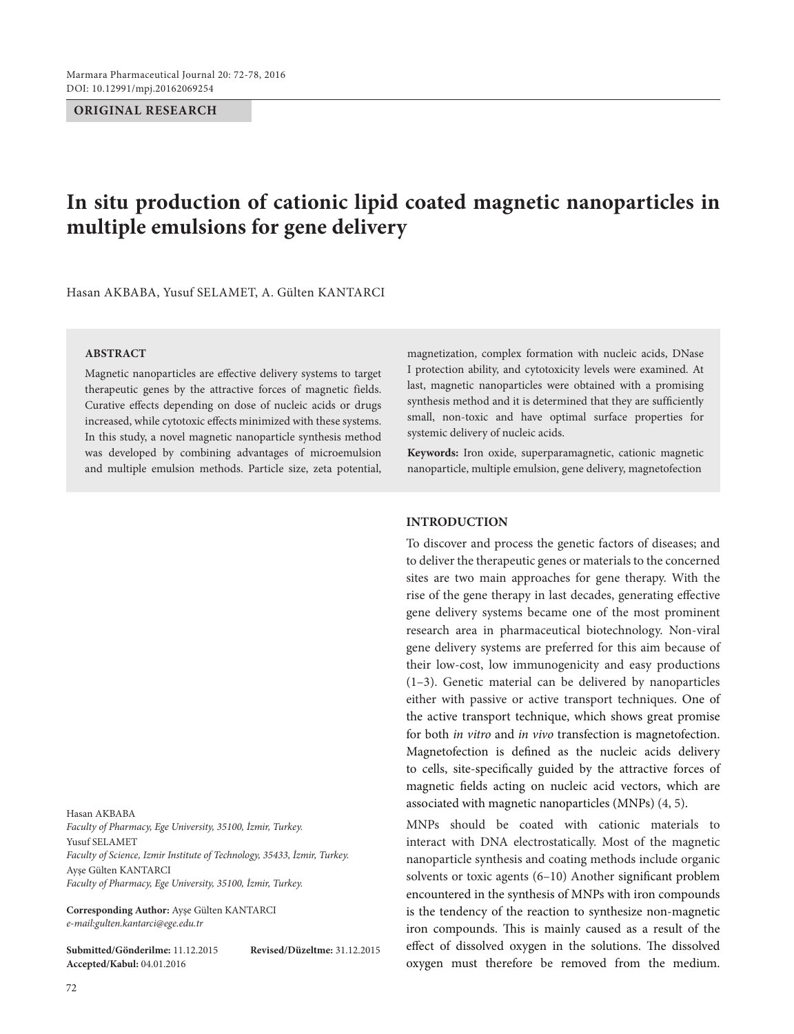ORIGINAL RESEARCH

# In situ production of cationic lipid coated magnetic nanoparticles in multiple emulsions for gene delivery

Hasan AKBABA, Yusuf SELAMET, A. Gülten KANTARCI

## ABSTRACT

Magnetic nanoparticles are effective delivery systems to target therapeutic genes by the attractive forces of magnetic fields. Curative effects depending on dose of nucleic acids or drugs increased, while cytotoxic effects minimized with these systems. In this study, a novel magnetic nanoparticle synthesis method was developed by combining advantages of microemulsion and multiple emulsion methods. Particle size, zeta potential, magnetization, complex formation with nucleic acids, DNase I protection ability, and cytotoxicity levels were examined. At last, magnetic nanoparticles were obtained with a promising synthesis method and it is determined that they are sufficiently small, non-toxic and have optimal surface properties for systemic delivery of nucleic acids.

**Keywords:** Iron oxide, superparamagnetic, cationic magnetic nanoparticle, multiple emulsion, gene delivery, magnetofection

Hasan AKBABA
*Faculty of Pharmacy, Ege University, 35100, İzmir, Turkey.*
Yusuf SELAMET
*Faculty of Science, Izmir Institute of Technology, 35433, İzmir, Turkey.*
Ayşe Gülten KANTARCI
*Faculty of Pharmacy, Ege University, 35100, İzmir, Turkey.*

**Corresponding Author:** Ayşe Gülten KANTARCI
*e-mail:gulten.kantarci@ege.edu.tr*

**Submitted/Gönderilme:** 11.12.2015 **Revised/Düzeltme:** 31.12.2015
**Accepted/Kabul:** 04.01.2016

## INTRODUCTION

To discover and process the genetic factors of diseases; and to deliver the therapeutic genes or materials to the concerned sites are two main approaches for gene therapy. With the rise of the gene therapy in last decades, generating effective gene delivery systems became one of the most prominent research area in pharmaceutical biotechnology. Non-viral gene delivery systems are preferred for this aim because of their low-cost, low immunogenicity and easy productions (1–3). Genetic material can be delivered by nanoparticles either with passive or active transport techniques. One of the active transport technique, which shows great promise for both *in vitro* and *in vivo* transfection is magnetofection. Magnetofection is defined as the nucleic acids delivery to cells, site-specifically guided by the attractive forces of magnetic fields acting on nucleic acid vectors, which are associated with magnetic nanoparticles (MNPs) (4, 5).

MNPs should be coated with cationic materials to interact with DNA electrostatically. Most of the magnetic nanoparticle synthesis and coating methods include organic solvents or toxic agents (6–10) Another significant problem encountered in the synthesis of MNPs with iron compounds is the tendency of the reaction to synthesize non-magnetic iron compounds. This is mainly caused as a result of the effect of dissolved oxygen in the solutions. The dissolved oxygen must therefore be removed from the medium.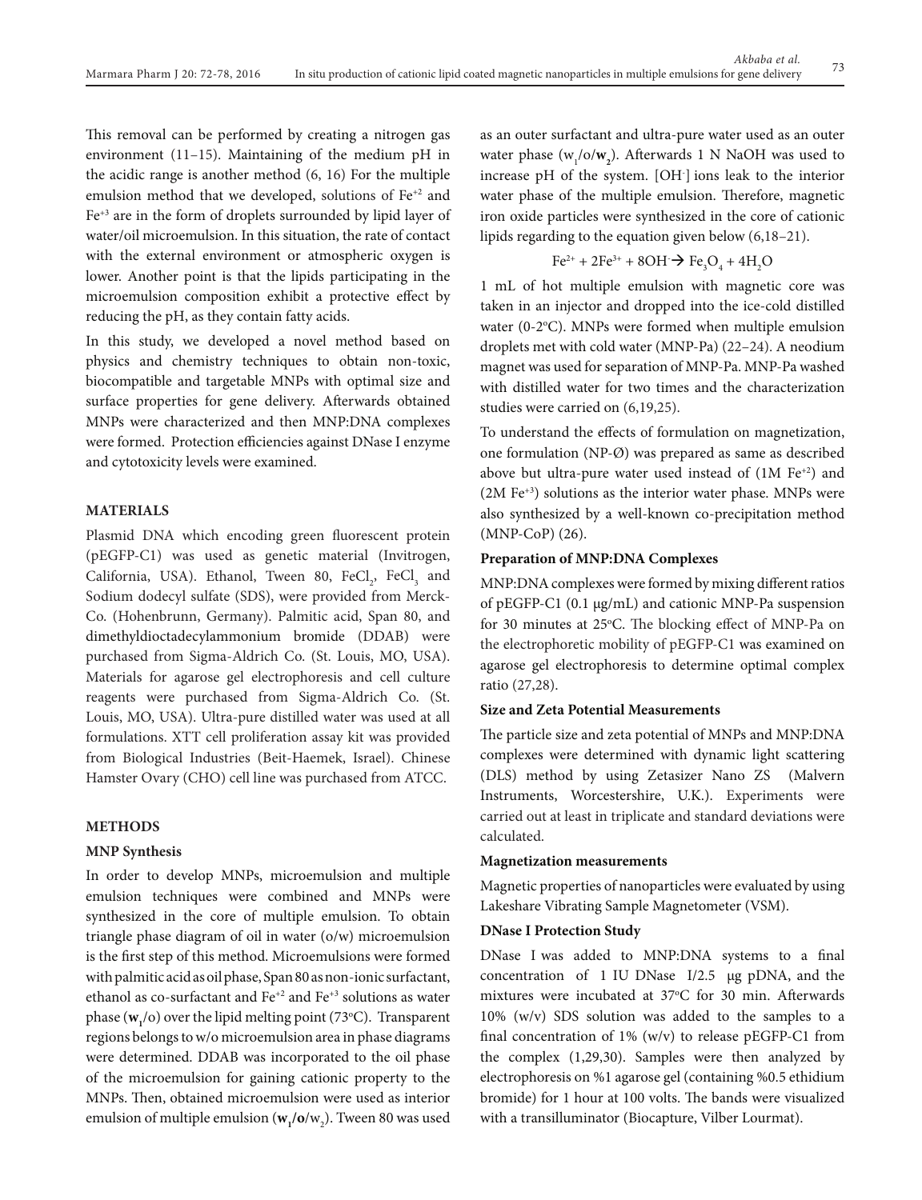This removal can be performed by creating a nitrogen gas environment (11–15). Maintaining of the medium pH in the acidic range is another method (6, 16) For the multiple emulsion method that we developed, solutions of $Fe^{+2}$ and $Fe^{+3}$ are in the form of droplets surrounded by lipid layer of water/oil microemulsion. In this situation, the rate of contact with the external environment or atmospheric oxygen is lower. Another point is that the lipids participating in the microemulsion composition exhibit a protective effect by reducing the pH, as they contain fatty acids.

In this study, we developed a novel method based on physics and chemistry techniques to obtain non-toxic, biocompatible and targetable MNPs with optimal size and surface properties for gene delivery. Afterwards obtained MNPs were characterized and then MNP:DNA complexes were formed. Protection efficiencies against DNase I enzyme and cytotoxicity levels were examined.

## MATERIALS

Plasmid DNA which encoding green fluorescent protein (pEGFP-C1) was used as genetic material (Invitrogen, California, USA). Ethanol, Tween 80, $FeCl_2$, $FeCl_3$ and Sodium dodecyl sulfate (SDS), were provided from Merck-Co. (Hohenbrunn, Germany). Palmitic acid, Span 80, and dimethyldioctadecylammonium bromide (DDAB) were purchased from Sigma-Aldrich Co. (St. Louis, MO, USA). Materials for agarose gel electrophoresis and cell culture reagents were purchased from Sigma-Aldrich Co. (St. Louis, MO, USA). Ultra-pure distilled water was used at all formulations. XTT cell proliferation assay kit was provided from Biological Industries (Beit-Haemek, Israel). Chinese Hamster Ovary (CHO) cell line was purchased from ATCC.

## METHODS

### MNP Synthesis

In order to develop MNPs, microemulsion and multiple emulsion techniques were combined and MNPs were synthesized in the core of multiple emulsion. To obtain triangle phase diagram of oil in water (o/w) microemulsion is the first step of this method. Microemulsions were formed with palmitic acid as oil phase, Span 80 as non-ionic surfactant, ethanol as co-surfactant and $Fe^{+2}$ and $Fe^{+3}$ solutions as water phase (**$w_1$**/o) over the lipid melting point (73°C). Transparent regions belongs to w/o microemulsion area in phase diagrams were determined. DDAB was incorporated to the oil phase of the microemulsion for gaining cationic property to the MNPs. Then, obtained microemulsion were used as interior emulsion of multiple emulsion (**$w_1$/o**/$w_2$). Tween 80 was used as an outer surfactant and ultra-pure water used as an outer water phase ($w_1$/o/**$w_2$**). Afterwards 1 N NaOH was used to increase pH of the system. [$OH^-$] ions leak to the interior water phase of the multiple emulsion. Therefore, magnetic iron oxide particles were synthesized in the core of cationic lipids regarding to the equation given below (6,18–21).

$$Fe^{2+} + 2Fe^{3+} + 8OH^- \rightarrow Fe_3O_4 + 4H_2O$$

1 mL of hot multiple emulsion with magnetic core was taken in an injector and dropped into the ice-cold distilled water (0-2°C). MNPs were formed when multiple emulsion droplets met with cold water (MNP-Pa) (22–24). A neodium magnet was used for separation of MNP-Pa. MNP-Pa washed with distilled water for two times and the characterization studies were carried on (6,19,25).

To understand the effects of formulation on magnetization, one formulation (NP-Ø) was prepared as same as described above but ultra-pure water used instead of (1M $Fe^{+2}$) and (2M $Fe^{+3}$) solutions as the interior water phase. MNPs were also synthesized by a well-known co-precipitation method (MNP-CoP) (26).

### Preparation of MNP:DNA Complexes

MNP:DNA complexes were formed by mixing different ratios of pEGFP-C1 (0.1 μg/mL) and cationic MNP-Pa suspension for 30 minutes at 25°C. The blocking effect of MNP-Pa on the electrophoretic mobility of pEGFP-C1 was examined on agarose gel electrophoresis to determine optimal complex ratio (27,28).

### Size and Zeta Potential Measurements

The particle size and zeta potential of MNPs and MNP:DNA complexes were determined with dynamic light scattering (DLS) method by using Zetasizer Nano ZS (Malvern Instruments, Worcestershire, U.K.). Experiments were carried out at least in triplicate and standard deviations were calculated.

### Magnetization measurements

Magnetic properties of nanoparticles were evaluated by using Lakeshare Vibrating Sample Magnetometer (VSM).

### DNase I Protection Study

DNase I was added to MNP:DNA systems to a final concentration of 1 IU DNase I/2.5 μg pDNA, and the mixtures were incubated at 37°C for 30 min. Afterwards 10% (w/v) SDS solution was added to the samples to a final concentration of 1% (w/v) to release pEGFP-C1 from the complex (1,29,30). Samples were then analyzed by electrophoresis on %1 agarose gel (containing %0.5 ethidium bromide) for 1 hour at 100 volts. The bands were visualized with a transilluminator (Biocapture, Vilber Lourmat).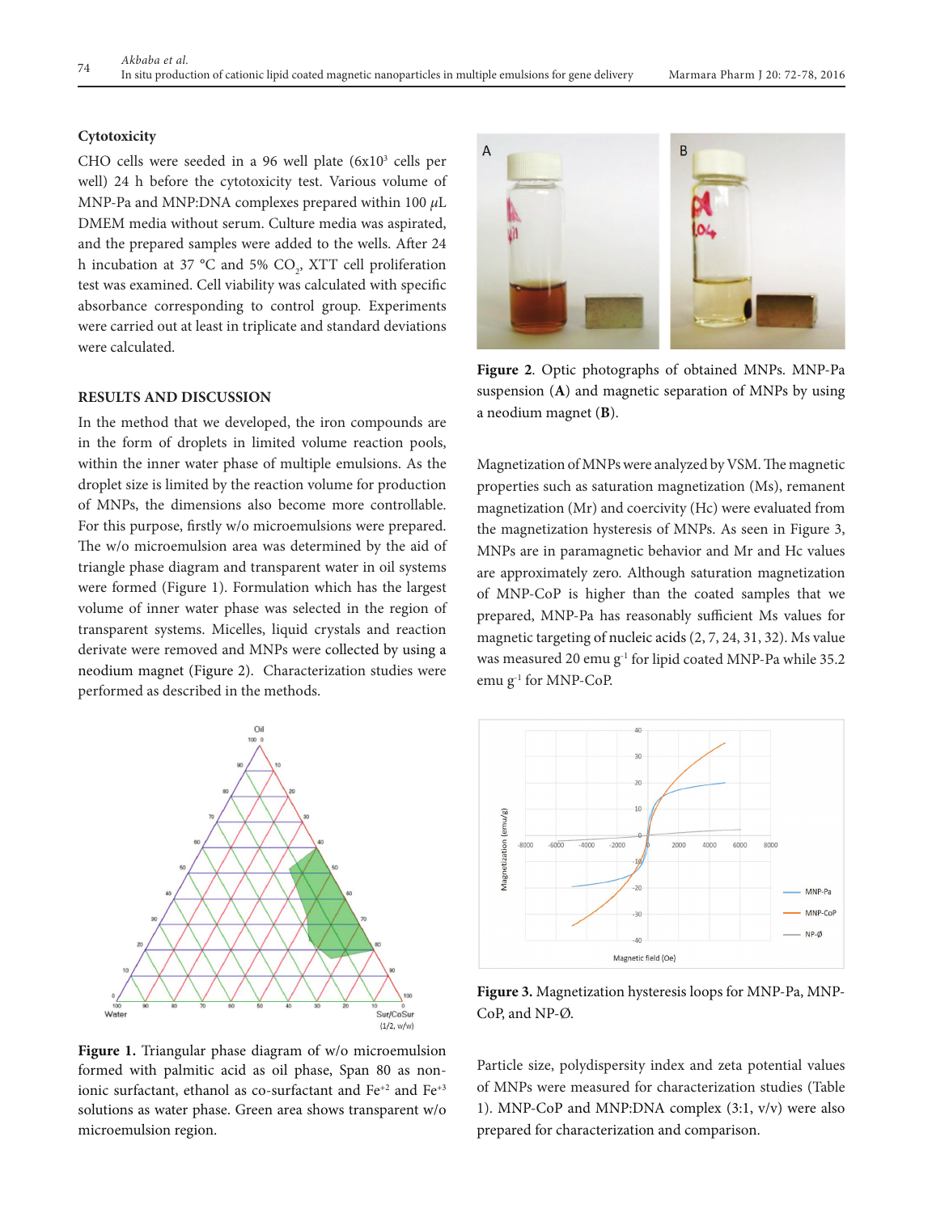### Cytotoxicity

CHO cells were seeded in a 96 well plate ($6x10^3$ cells per well) 24 h before the cytotoxicity test. Various volume of MNP-Pa and MNP:DNA complexes prepared within 100 $\mu$L DMEM media without serum. Culture media was aspirated, and the prepared samples were added to the wells. After 24 h incubation at 37 °C and 5% $CO_2$, XTT cell proliferation test was examined. Cell viability was calculated with specific absorbance corresponding to control group. Experiments were carried out at least in triplicate and standard deviations were calculated.

## RESULTS AND DISCUSSION

In the method that we developed, the iron compounds are in the form of droplets in limited volume reaction pools, within the inner water phase of multiple emulsions. As the droplet size is limited by the reaction volume for production of MNPs, the dimensions also become more controllable. For this purpose, firstly w/o microemulsions were prepared. The w/o microemulsion area was determined by the aid of triangle phase diagram and transparent water in oil systems were formed (Figure 1). Formulation which has the largest volume of inner water phase was selected in the region of transparent systems. Micelles, liquid crystals and reaction derivate were removed and MNPs were collected by using a neodium magnet (Figure 2). Characterization studies were performed as described in the methods.

**Figure 1.** Triangular phase diagram of w/o microemulsion formed with palmitic acid as oil phase, Span 80 as non-ionic surfactant, ethanol as co-surfactant and $Fe^{+2}$ and $Fe^{+3}$ solutions as water phase. Green area shows transparent w/o microemulsion region.

**Figure 2**. Optic photographs of obtained MNPs. MNP-Pa suspension (**A**) and magnetic separation of MNPs by using a neodium magnet (**B**).

Magnetization of MNPs were analyzed by VSM. The magnetic properties such as saturation magnetization (Ms), remanent magnetization (Mr) and coercivity (Hc) were evaluated from the magnetization hysteresis of MNPs. As seen in Figure 3, MNPs are in paramagnetic behavior and Mr and Hc values are approximately zero. Although saturation magnetization of MNP-CoP is higher than the coated samples that we prepared, MNP-Pa has reasonably sufficient Ms values for magnetic targeting of nucleic acids (2, 7, 24, 31, 32). Ms value was measured 20 emu $g^{-1}$ for lipid coated MNP-Pa while 35.2 emu $g^{-1}$ for MNP-CoP.

**Figure 3.** Magnetization hysteresis loops for MNP-Pa, MNP-CoP, and NP-Ø.

Particle size, polydispersity index and zeta potential values of MNPs were measured for characterization studies (Table 1). MNP-CoP and MNP:DNA complex (3:1, v/v) were also prepared for characterization and comparison.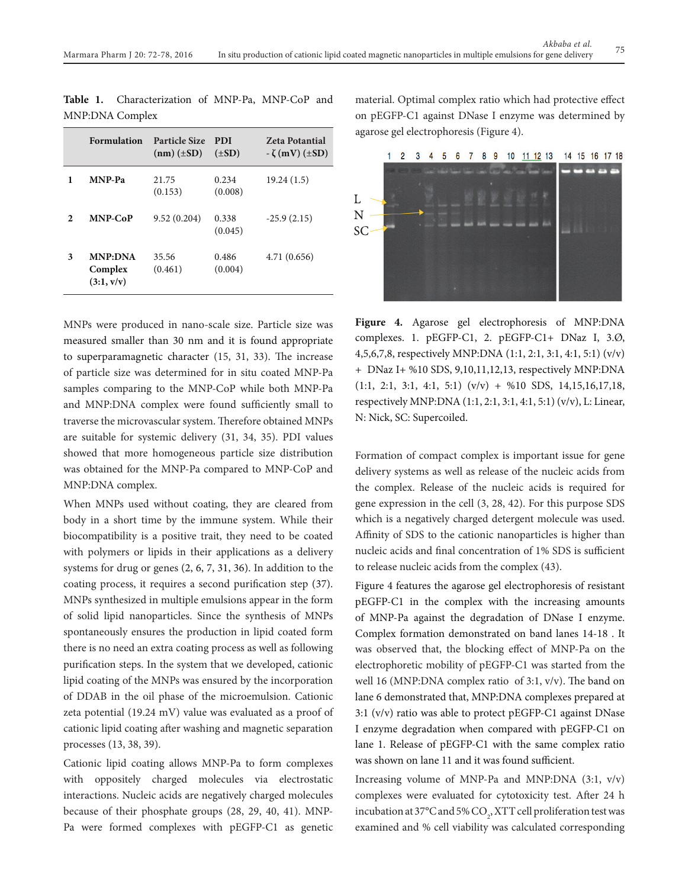**Table 1.** Characterization of MNP-Pa, MNP-CoP and MNP:DNA Complex

| | Formulation | Particle Size (nm) (±SD) | PDI (±SD) | Zeta Potantial - ζ (mV) (±SD) |
|---|---|---|---|---|
| 1 | MNP-Pa | 21.75 (0.153) | 0.234 (0.008) | 19.24 (1.5) |
| 2 | MNP-CoP | 9.52 (0.204) | 0.338 (0.045) | -25.9 (2.15) |
| 3 | MNP:DNA Complex (3:1, v/v) | 35.56 (0.461) | 0.486 (0.004) | 4.71 (0.656) |

MNPs were produced in nano-scale size. Particle size was measured smaller than 30 nm and it is found appropriate to superparamagnetic character (15, 31, 33). The increase of particle size was determined for in situ coated MNP-Pa samples comparing to the MNP-CoP while both MNP-Pa and MNP:DNA complex were found sufficiently small to traverse the microvascular system. Therefore obtained MNPs are suitable for systemic delivery (31, 34, 35). PDI values showed that more homogeneous particle size distribution was obtained for the MNP-Pa compared to MNP-CoP and MNP:DNA complex.

When MNPs used without coating, they are cleared from body in a short time by the immune system. While their biocompatibility is a positive trait, they need to be coated with polymers or lipids in their applications as a delivery systems for drug or genes (2, 6, 7, 31, 36). In addition to the coating process, it requires a second purification step (37). MNPs synthesized in multiple emulsions appear in the form of solid lipid nanoparticles. Since the synthesis of MNPs spontaneously ensures the production in lipid coated form there is no need an extra coating process as well as following purification steps. In the system that we developed, cationic lipid coating of the MNPs was ensured by the incorporation of DDAB in the oil phase of the microemulsion. Cationic zeta potential (19.24 mV) value was evaluated as a proof of cationic lipid coating after washing and magnetic separation processes (13, 38, 39).

Cationic lipid coating allows MNP-Pa to form complexes with oppositely charged molecules via electrostatic interactions. Nucleic acids are negatively charged molecules because of their phosphate groups (28, 29, 40, 41). MNP-Pa were formed complexes with pEGFP-C1 as genetic material. Optimal complex ratio which had protective effect on pEGFP-C1 against DNase I enzyme was determined by agarose gel electrophoresis (Figure 4).

**Figure 4.** Agarose gel electrophoresis of MNP:DNA complexes. 1. pEGFP-C1, 2. pEGFP-C1+ DNaz I, 3.Ø, 4,5,6,7,8, respectively MNP:DNA (1:1, 2:1, 3:1, 4:1, 5:1) (v/v) + DNaz I+ %10 SDS, 9,10,11,12,13, respectively MNP:DNA (1:1, 2:1, 3:1, 4:1, 5:1) (v/v) + %10 SDS, 14,15,16,17,18, respectively MNP:DNA (1:1, 2:1, 3:1, 4:1, 5:1) (v/v), L: Linear, N: Nick, SC: Supercoiled.

Formation of compact complex is important issue for gene delivery systems as well as release of the nucleic acids from the complex. Release of the nucleic acids is required for gene expression in the cell (3, 28, 42). For this purpose SDS which is a negatively charged detergent molecule was used. Affinity of SDS to the cationic nanoparticles is higher than nucleic acids and final concentration of 1% SDS is sufficient to release nucleic acids from the complex (43).

Figure 4 features the agarose gel electrophoresis of resistant pEGFP-C1 in the complex with the increasing amounts of MNP-Pa against the degradation of DNase I enzyme. Complex formation demonstrated on band lanes 14-18 . It was observed that, the blocking effect of MNP-Pa on the electrophoretic mobility of pEGFP-C1 was started from the well 16 (MNP:DNA complex ratio of 3:1, v/v). The band on lane 6 demonstrated that, MNP:DNA complexes prepared at 3:1 (v/v) ratio was able to protect pEGFP-C1 against DNase I enzyme degradation when compared with pEGFP-C1 on lane 1. Release of pEGFP-C1 with the same complex ratio was shown on lane 11 and it was found sufficient.

Increasing volume of MNP-Pa and MNP:DNA (3:1, v/v) complexes were evaluated for cytotoxicity test. After 24 h incubation at 37°C and 5% $CO_2$, XTT cell proliferation test was examined and % cell viability was calculated corresponding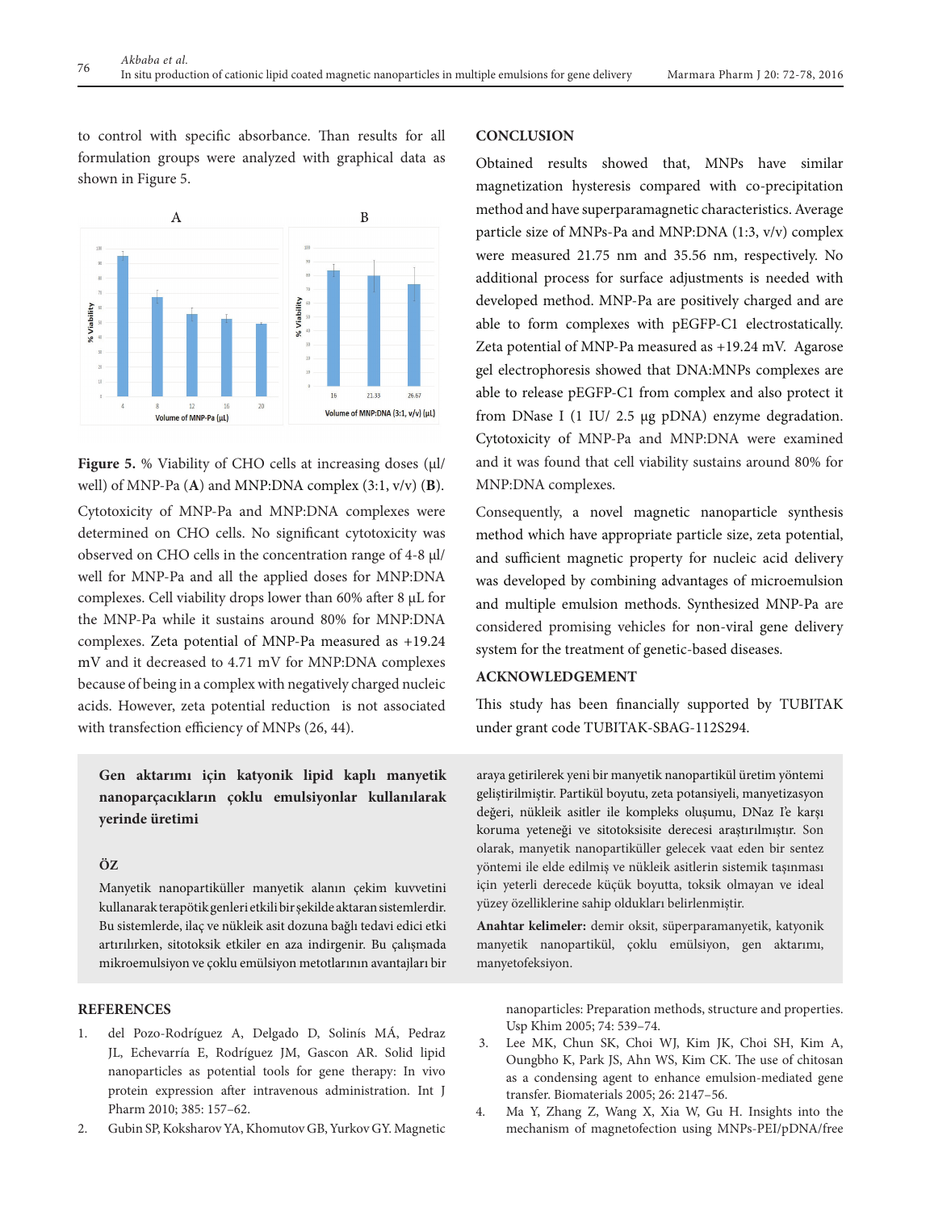to control with specific absorbance. Than results for all formulation groups were analyzed with graphical data as shown in Figure 5.

**Figure 5.** % Viability of CHO cells at increasing doses (µl/well) of MNP-Pa (**A**) and MNP:DNA complex (3:1, v/v) (**B**).

Cytotoxicity of MNP-Pa and MNP:DNA complexes were determined on CHO cells. No significant cytotoxicity was observed on CHO cells in the concentration range of 4-8 µl/well for MNP-Pa and all the applied doses for MNP:DNA complexes. Cell viability drops lower than 60% after 8 µL for the MNP-Pa while it sustains around 80% for MNP:DNA complexes. Zeta potential of MNP-Pa measured as +19.24 mV and it decreased to 4.71 mV for MNP:DNA complexes because of being in a complex with negatively charged nucleic acids. However, zeta potential reduction is not associated with transfection efficiency of MNPs (26, 44).

## CONCLUSION

Obtained results showed that, MNPs have similar magnetization hysteresis compared with co-precipitation method and have superparamagnetic characteristics. Average particle size of MNPs-Pa and MNP:DNA (1:3, v/v) complex were measured 21.75 nm and 35.56 nm, respectively. No additional process for surface adjustments is needed with developed method. MNP-Pa are positively charged and are able to form complexes with pEGFP-C1 electrostatically. Zeta potential of MNP-Pa measured as +19.24 mV. Agarose gel electrophoresis showed that DNA:MNPs complexes are able to release pEGFP-C1 from complex and also protect it from DNase I (1 IU/ 2.5 µg pDNA) enzyme degradation. Cytotoxicity of MNP-Pa and MNP:DNA were examined and it was found that cell viability sustains around 80% for MNP:DNA complexes.

Consequently, a novel magnetic nanoparticle synthesis method which have appropriate particle size, zeta potential, and sufficient magnetic property for nucleic acid delivery was developed by combining advantages of microemulsion and multiple emulsion methods. Synthesized MNP-Pa are considered promising vehicles for non-viral gene delivery system for the treatment of genetic-based diseases.

## ACKNOWLEDGEMENT

This study has been financially supported by TUBITAK under grant code TUBITAK-SBAG-112S294.

## Gen aktarımı için katyonik lipid kaplı manyetik nanoparçacıkların çoklu emulsiyonlar kullanılarak yerinde üretimi

### ÖZ

Manyetik nanopartiküller manyetik alanın çekim kuvvetini kullanarak terapötik genleri etkili bir şekilde aktaran sistemlerdir. Bu sistemlerde, ilaç ve nükleik asit dozuna bağlı tedavi edici etki artırılırken, sitotoksik etkiler en aza indirgenir. Bu çalışmada mikroemulsiyon ve çoklu emülsiyon metotlarının avantajları bir araya getirilerek yeni bir manyetik nanopartikül üretim yöntemi geliştirilmiştir. Partikül boyutu, zeta potansiyeli, manyetizasyon değeri, nükleik asitler ile kompleks oluşumu, DNaz I'e karşı koruma yeteneği ve sitotoksisite derecesi araştırılmıştır. Son olarak, manyetik nanopartiküller gelecek vaat eden bir sentez yöntemi ile elde edilmiş ve nükleik asitlerin sistemik taşınması için yeterli derecede küçük boyutta, toksik olmayan ve ideal yüzey özelliklerine sahip oldukları belirlenmiştir.

**Anahtar kelimeler:** demir oksit, süperparamanyetik, katyonik manyetik nanopartikül, çoklu emülsiyon, gen aktarımı, manyetofeksiyon.

## REFERENCES

1. del Pozo-Rodríguez A, Delgado D, Solinís MÁ, Pedraz JL, Echevarría E, Rodríguez JM, Gascon AR. Solid lipid nanoparticles as potential tools for gene therapy: In vivo protein expression after intravenous administration. Int J Pharm 2010; 385: 157–62.
2. Gubin SP, Koksharov YA, Khomutov GB, Yurkov GY. Magnetic nanoparticles: Preparation methods, structure and properties. Usp Khim 2005; 74: 539–74.
3. Lee MK, Chun SK, Choi WJ, Kim JK, Choi SH, Kim A, Oungbho K, Park JS, Ahn WS, Kim CK. The use of chitosan as a condensing agent to enhance emulsion-mediated gene transfer. Biomaterials 2005; 26: 2147–56.
4. Ma Y, Zhang Z, Wang X, Xia W, Gu H. Insights into the mechanism of magnetofection using MNPs-PEI/pDNA/free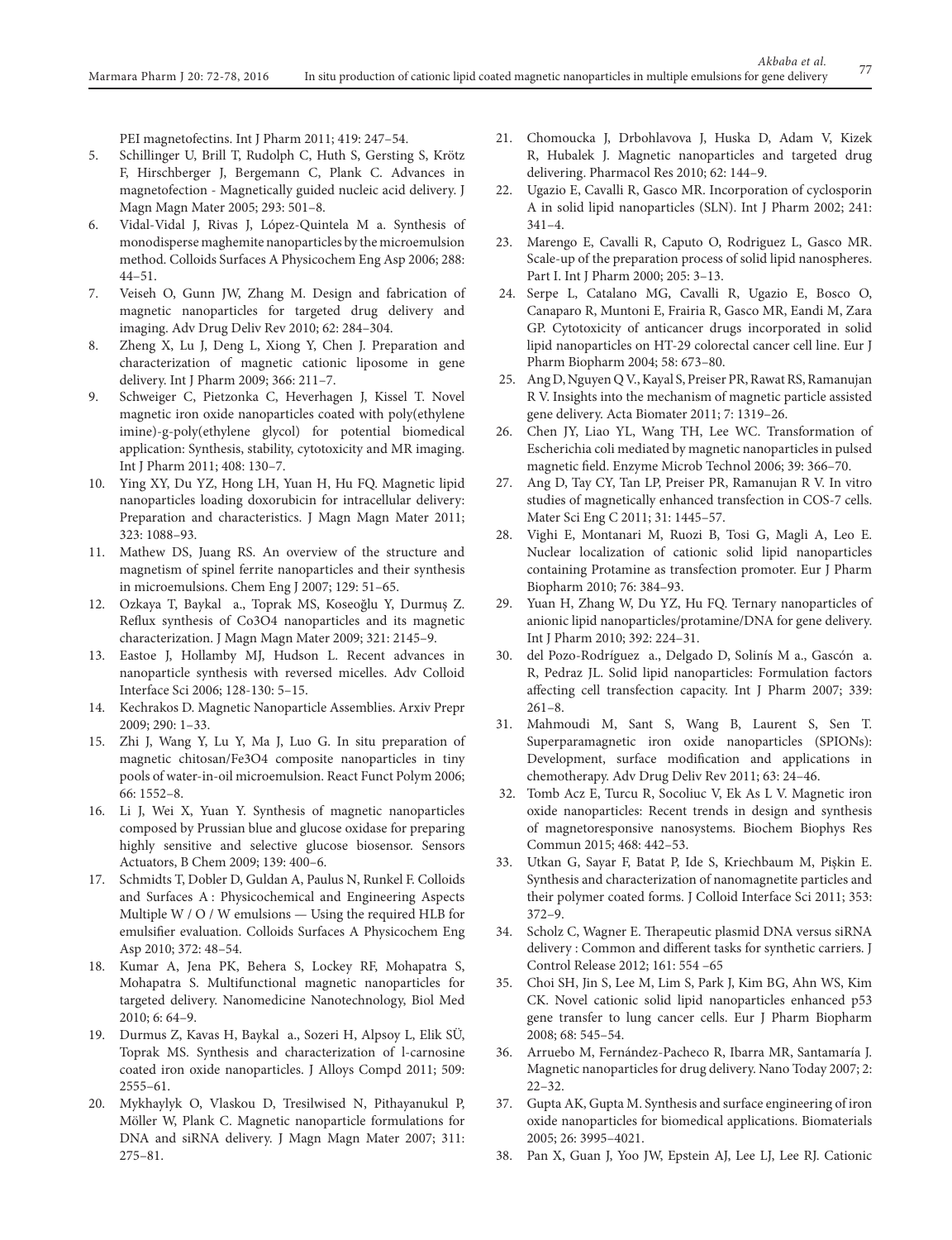PEI magnetofectins. Int J Pharm 2011; 419: 247–54.

5. Schillinger U, Brill T, Rudolph C, Huth S, Gersting S, Krötz F, Hirschberger J, Bergemann C, Plank C. Advances in magnetofection - Magnetically guided nucleic acid delivery. J Magn Magn Mater 2005; 293: 501–8.
6. Vidal-Vidal J, Rivas J, López-Quintela M a. Synthesis of monodisperse maghemite nanoparticles by the microemulsion method. Colloids Surfaces A Physicochem Eng Asp 2006; 288: 44–51.
7. Veiseh O, Gunn JW, Zhang M. Design and fabrication of magnetic nanoparticles for targeted drug delivery and imaging. Adv Drug Deliv Rev 2010; 62: 284–304.
8. Zheng X, Lu J, Deng L, Xiong Y, Chen J. Preparation and characterization of magnetic cationic liposome in gene delivery. Int J Pharm 2009; 366: 211–7.
9. Schweiger C, Pietzonka C, Heverhagen J, Kissel T. Novel magnetic iron oxide nanoparticles coated with poly(ethylene imine)-g-poly(ethylene glycol) for potential biomedical application: Synthesis, stability, cytotoxicity and MR imaging. Int J Pharm 2011; 408: 130–7.
10. Ying XY, Du YZ, Hong LH, Yuan H, Hu FQ. Magnetic lipid nanoparticles loading doxorubicin for intracellular delivery: Preparation and characteristics. J Magn Magn Mater 2011; 323: 1088–93.
11. Mathew DS, Juang RS. An overview of the structure and magnetism of spinel ferrite nanoparticles and their synthesis in microemulsions. Chem Eng J 2007; 129: 51–65.
12. Ozkaya T, Baykal a., Toprak MS, Koseoğlu Y, Durmuş Z. Reflux synthesis of Co3O4 nanoparticles and its magnetic characterization. J Magn Magn Mater 2009; 321: 2145–9.
13. Eastoe J, Hollamby MJ, Hudson L. Recent advances in nanoparticle synthesis with reversed micelles. Adv Colloid Interface Sci 2006; 128-130: 5–15.
14. Kechrakos D. Magnetic Nanoparticle Assemblies. Arxiv Prepr 2009; 290: 1–33.
15. Zhi J, Wang Y, Lu Y, Ma J, Luo G. In situ preparation of magnetic chitosan/Fe3O4 composite nanoparticles in tiny pools of water-in-oil microemulsion. React Funct Polym 2006; 66: 1552–8.
16. Li J, Wei X, Yuan Y. Synthesis of magnetic nanoparticles composed by Prussian blue and glucose oxidase for preparing highly sensitive and selective glucose biosensor. Sensors Actuators, B Chem 2009; 139: 400–6.
17. Schmidts T, Dobler D, Guldan A, Paulus N, Runkel F. Colloids and Surfaces A : Physicochemical and Engineering Aspects Multiple W / O / W emulsions — Using the required HLB for emulsifier evaluation. Colloids Surfaces A Physicochem Eng Asp 2010; 372: 48–54.
18. Kumar A, Jena PK, Behera S, Lockey RF, Mohapatra S, Mohapatra S. Multifunctional magnetic nanoparticles for targeted delivery. Nanomedicine Nanotechnology, Biol Med 2010; 6: 64–9.
19. Durmus Z, Kavas H, Baykal a., Sozeri H, Alpsoy L, Elik SÜ, Toprak MS. Synthesis and characterization of l-carnosine coated iron oxide nanoparticles. J Alloys Compd 2011; 509: 2555–61.
20. Mykhaylyk O, Vlaskou D, Tresilwised N, Pithayanukul P, Möller W, Plank C. Magnetic nanoparticle formulations for DNA and siRNA delivery. J Magn Magn Mater 2007; 311: 275–81.
21. Chomoucka J, Drbohlavova J, Huska D, Adam V, Kizek R, Hubalek J. Magnetic nanoparticles and targeted drug delivering. Pharmacol Res 2010; 62: 144–9.
22. Ugazio E, Cavalli R, Gasco MR. Incorporation of cyclosporin A in solid lipid nanoparticles (SLN). Int J Pharm 2002; 241: 341–4.
23. Marengo E, Cavalli R, Caputo O, Rodriguez L, Gasco MR. Scale-up of the preparation process of solid lipid nanospheres. Part I. Int J Pharm 2000; 205: 3–13.
24. Serpe L, Catalano MG, Cavalli R, Ugazio E, Bosco O, Canaparo R, Muntoni E, Frairia R, Gasco MR, Eandi M, Zara GP. Cytotoxicity of anticancer drugs incorporated in solid lipid nanoparticles on HT-29 colorectal cancer cell line. Eur J Pharm Biopharm 2004; 58: 673–80.
25. Ang D, Nguyen Q V., Kayal S, Preiser PR, Rawat RS, Ramanujan R V. Insights into the mechanism of magnetic particle assisted gene delivery. Acta Biomater 2011; 7: 1319–26.
26. Chen JY, Liao YL, Wang TH, Lee WC. Transformation of Escherichia coli mediated by magnetic nanoparticles in pulsed magnetic field. Enzyme Microb Technol 2006; 39: 366–70.
27. Ang D, Tay CY, Tan LP, Preiser PR, Ramanujan R V. In vitro studies of magnetically enhanced transfection in COS-7 cells. Mater Sci Eng C 2011; 31: 1445–57.
28. Vighi E, Montanari M, Ruozi B, Tosi G, Magli A, Leo E. Nuclear localization of cationic solid lipid nanoparticles containing Protamine as transfection promoter. Eur J Pharm Biopharm 2010; 76: 384–93.
29. Yuan H, Zhang W, Du YZ, Hu FQ. Ternary nanoparticles of anionic lipid nanoparticles/protamine/DNA for gene delivery. Int J Pharm 2010; 392: 224–31.
30. del Pozo-Rodríguez a., Delgado D, Solinís M a., Gascón a. R, Pedraz JL. Solid lipid nanoparticles: Formulation factors affecting cell transfection capacity. Int J Pharm 2007; 339: 261–8.
31. Mahmoudi M, Sant S, Wang B, Laurent S, Sen T. Superparamagnetic iron oxide nanoparticles (SPIONs): Development, surface modification and applications in chemotherapy. Adv Drug Deliv Rev 2011; 63: 24–46.
32. Tomb Acz E, Turcu R, Socoliuc V, Ek As L V. Magnetic iron oxide nanoparticles: Recent trends in design and synthesis of magnetoresponsive nanosystems. Biochem Biophys Res Commun 2015; 468: 442–53.
33. Utkan G, Sayar F, Batat P, Ide S, Kriechbaum M, Pişkin E. Synthesis and characterization of nanomagnetite particles and their polymer coated forms. J Colloid Interface Sci 2011; 353: 372–9.
34. Scholz C, Wagner E. Therapeutic plasmid DNA versus siRNA delivery : Common and different tasks for synthetic carriers. J Control Release 2012; 161: 554 –65
35. Choi SH, Jin S, Lee M, Lim S, Park J, Kim BG, Ahn WS, Kim CK. Novel cationic solid lipid nanoparticles enhanced p53 gene transfer to lung cancer cells. Eur J Pharm Biopharm 2008; 68: 545–54.
36. Arruebo M, Fernández-Pacheco R, Ibarra MR, Santamaría J. Magnetic nanoparticles for drug delivery. Nano Today 2007; 2: 22–32.
37. Gupta AK, Gupta M. Synthesis and surface engineering of iron oxide nanoparticles for biomedical applications. Biomaterials 2005; 26: 3995–4021.
38. Pan X, Guan J, Yoo JW, Epstein AJ, Lee LJ, Lee RJ. Cationic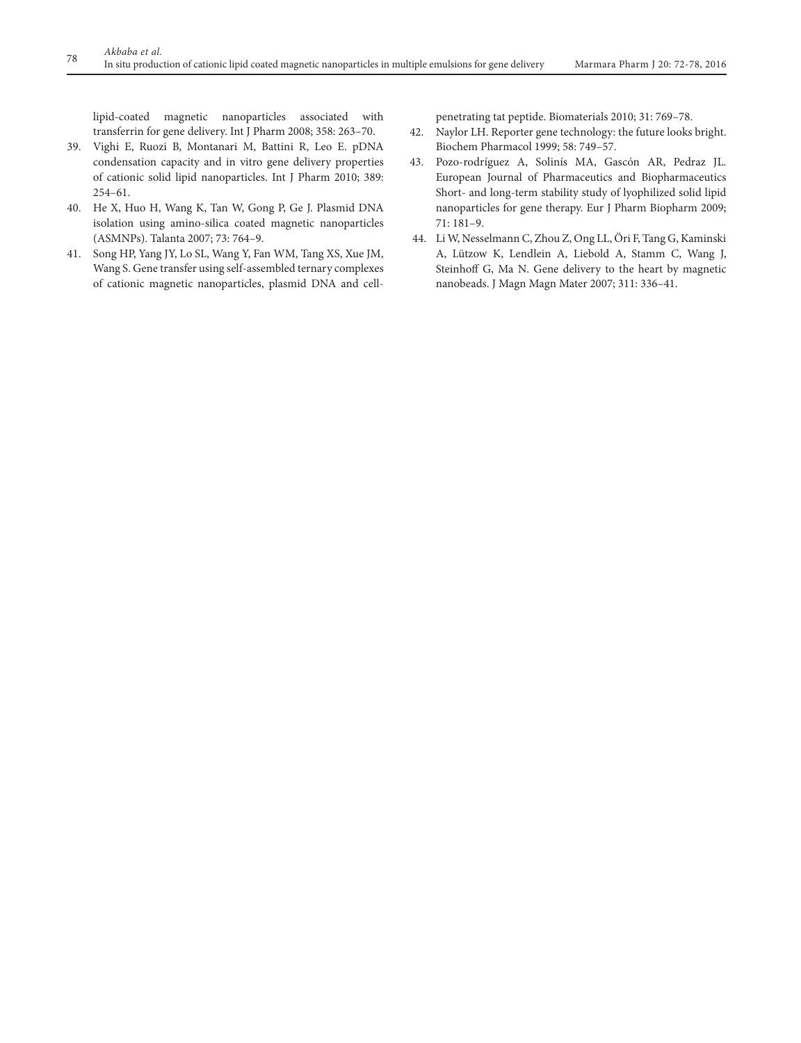lipid-coated magnetic nanoparticles associated with transferrin for gene delivery. Int J Pharm 2008; 358: 263–70.

39. Vighi E, Ruozi B, Montanari M, Battini R, Leo E. pDNA condensation capacity and in vitro gene delivery properties of cationic solid lipid nanoparticles. Int J Pharm 2010; 389: 254–61.
40. He X, Huo H, Wang K, Tan W, Gong P, Ge J. Plasmid DNA isolation using amino-silica coated magnetic nanoparticles (ASMNPs). Talanta 2007; 73: 764–9.
41. Song HP, Yang JY, Lo SL, Wang Y, Fan WM, Tang XS, Xue JM, Wang S. Gene transfer using self-assembled ternary complexes of cationic magnetic nanoparticles, plasmid DNA and cell-penetrating tat peptide. Biomaterials 2010; 31: 769–78.
42. Naylor LH. Reporter gene technology: the future looks bright. Biochem Pharmacol 1999; 58: 749–57.
43. Pozo-rodríguez A, Solinís MA, Gascón AR, Pedraz JL. European Journal of Pharmaceutics and Biopharmaceutics Short- and long-term stability study of lyophilized solid lipid nanoparticles for gene therapy. Eur J Pharm Biopharm 2009; 71: 181–9.
44. Li W, Nesselmann C, Zhou Z, Ong LL, Öri F, Tang G, Kaminski A, Lützow K, Lendlein A, Liebold A, Stamm C, Wang J, Steinhoff G, Ma N. Gene delivery to the heart by magnetic nanobeads. J Magn Magn Mater 2007; 311: 336–41.